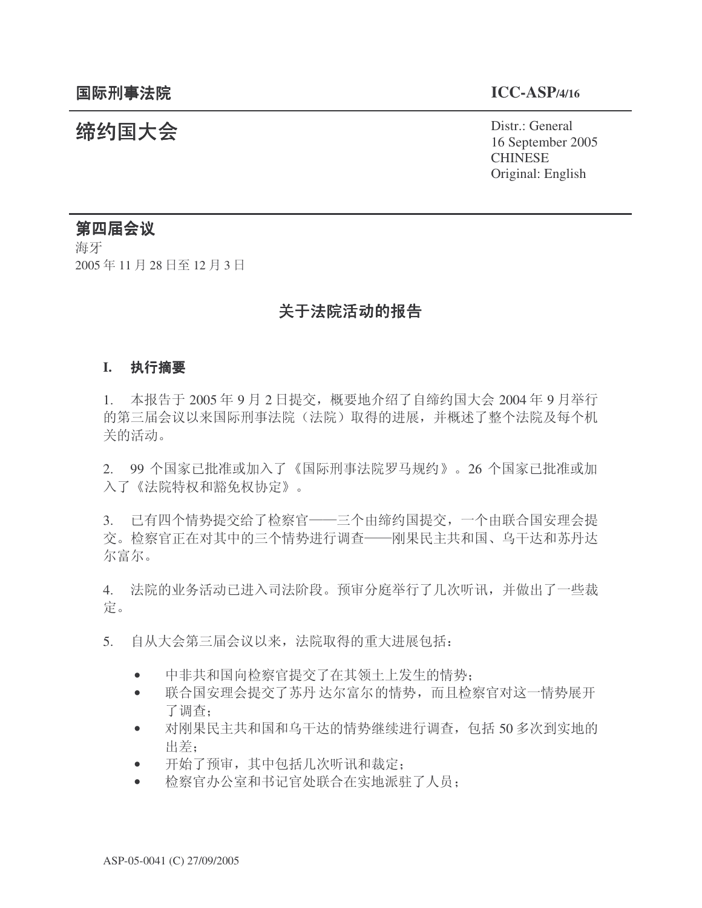国际刑事法院　　　　　　　　　　　　　　　　　　　　　　　　**ICC-ASP/4/16**

# 缔约国大会

Distr.: General
16 September 2005
CHINESE
Original: English

**第四届会议**
海牙
2005 年 11 月 28 日至 12 月 3 日

## 关于法院活动的报告

### I.　执行摘要

1.　本报告于 2005 年 9 月 2 日提交，概要地介绍了自缔约国大会 2004 年 9 月举行的第三届会议以来国际刑事法院（法院）取得的进展，并概述了整个法院及每个机关的活动。

2.　99 个国家已批准或加入了《国际刑事法院罗马规约》。26 个国家已批准或加入了《法院特权和豁免权协定》。

3.　已有四个情势提交给了检察官——三个由缔约国提交，一个由联合国安理会提交。检察官正在对其中的三个情势进行调查——刚果民主共和国、乌干达和苏丹达尔富尔。

4.　法院的业务活动已进入司法阶段。预审分庭举行了几次听讯，并做出了一些裁定。

5.　自从大会第三届会议以来，法院取得的重大进展包括：

- 中非共和国向检察官提交了在其领土上发生的情势；
- 联合国安理会提交了苏丹 达尔富尔 的情势，而且检察官对这一情势展开了调查；
- 对刚果民主共和国和乌干达的情势继续进行调查，包括 50 多次到实地的出差；
- 开始了预审，其中包括几次听讯和裁定；
- 检察官办公室和书记官处联合在实地派驻了人员；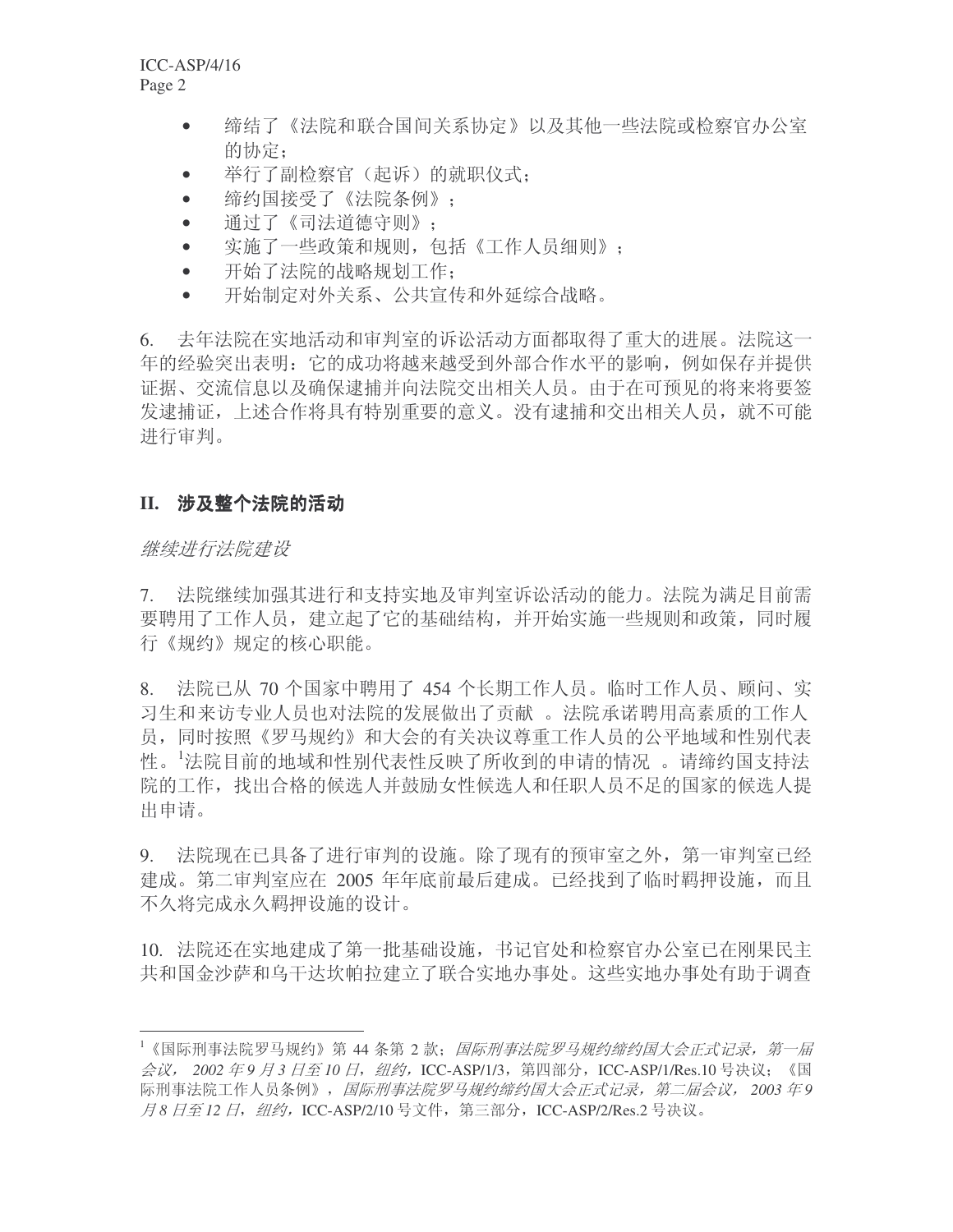- 缔结了《法院和联合国间关系协定》以及其他一些法院或检察官办公室的协定；
- 举行了副检察官（起诉）的就职仪式；
- 缔约国接受了《法院条例》；
- 通过了《司法道德守则》；
- 实施了一些政策和规则，包括《工作人员细则》；
- 开始了法院的战略规划工作；
- 开始制定对外关系、公共宣传和外延综合战略。

6. 去年法院在实地活动和审判室的诉讼活动方面都取得了重大的进展。法院这一年的经验突出表明：它的成功将越来越受到外部合作水平的影响，例如保存并提供证据、交流信息以及确保逮捕并向法院交出相关人员。由于在可预见的将来将要签发逮捕证，上述合作将具有特别重要的意义。没有逮捕和交出相关人员，就不可能进行审判。

## II. 涉及整个法院的活动

*继续进行法院建设*

7. 法院继续加强其进行和支持实地及审判室诉讼活动的能力。法院为满足目前需要聘用了工作人员，建立起了它的基础结构，并开始实施一些规则和政策，同时履行《规约》规定的核心职能。

8. 法院已从 70 个国家中聘用了 454 个长期工作人员。临时工作人员、顾问、实习生和来访专业人员也对法院的发展做出了贡献 。法院承诺聘用高素质的工作人员，同时按照《罗马规约》和大会的有关决议尊重工作人员的公平地域和性别代表性。[1]法院目前的地域和性别代表性反映了所收到的申请的情况 。请缔约国支持法院的工作，找出合格的候选人并鼓励女性候选人和任职人员不足的国家的候选人提出申请。

9. 法院现在已具备了进行审判的设施。除了现有的预审室之外，第一审判室已经建成。第二审判室应在 2005 年年底前最后建成。已经找到了临时羁押设施，而且不久将完成永久羁押设施的设计。

10. 法院还在实地建成了第一批基础设施，书记官处和检察官办公室已在刚果民主共和国金沙萨和乌干达坎帕拉建立了联合实地办事处。这些实地办事处有助于调查

---

[1] 《国际刑事法院罗马规约》第 44 条第 2 款；*国际刑事法院罗马规约缔约国大会正式记录，第一届会议， 2002 年 9 月 3 日至 10 日，纽约，*ICC-ASP/1/3，第四部分，ICC-ASP/1/Res.10 号决议；《国际刑事法院工作人员条例》，*国际刑事法院罗马规约缔约国大会正式记录，第二届会议， 2003 年 9 月 8 日至 12 日，纽约，*ICC-ASP/2/10 号文件，第三部分，ICC-ASP/2/Res.2 号决议。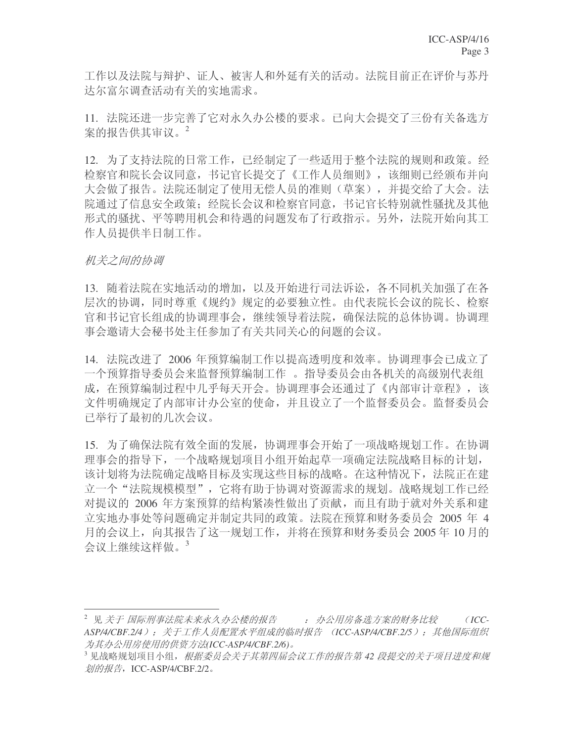工作以及法院与辩护、证人、被害人和外延有关的活动。法院目前正在评价与苏丹达尔富尔调查活动有关的实地需求。

11. 法院还进一步完善了它对永久办公楼的要求。已向大会提交了三份有关备选方案的报告供其审议。[2]

12. 为了支持法院的日常工作，已经制定了一些适用于整个法院的规则和政策。经检察官和院长会议同意，书记官长提交了《工作人员细则》，该细则已经颁布并向大会做了报告。法院还制定了使用无偿人员的准则（草案），并提交给了大会。法院通过了信息安全政策；经院长会议和检察官同意，书记官长特别就性骚扰及其他形式的骚扰、平等聘用机会和待遇的问题发布了行政指示。另外，法院开始向其工作人员提供半日制工作。

*机关之间的协调*

13. 随着法院在实地活动的增加，以及开始进行司法诉讼，各不同机关加强了在各层次的协调，同时尊重《规约》规定的必要独立性。由代表院长会议的院长、检察官和书记官长组成的协调理事会，继续领导着法院，确保法院的总体协调。协调理事会邀请大会秘书处主任参加了有关共同关心的问题的会议。

14. 法院改进了 2006 年预算编制工作以提高透明度和效率。协调理事会已成立了一个预算指导委员会来监督预算编制工作 。指导委员会由各机关的高级别代表组成，在预算编制过程中几乎每天开会。协调理事会还通过了《内部审计章程》，该文件明确规定了内部审计办公室的使命，并且设立了一个监督委员会。监督委员会已举行了最初的几次会议。

15. 为了确保法院有效全面的发展，协调理事会开始了一项战略规划工作。在协调理事会的指导下，一个战略规划项目小组开始起草一项确定法院战略目标的计划，该计划将为法院确定战略目标及实现这些目标的战略。在这种情况下，法院正在建立一个"法院规模模型"，它将有助于协调对资源需求的规划。战略规划工作已经对提议的 2006 年方案预算的结构紧凑性做出了贡献，而且有助于就对外关系和建立实地办事处等问题确定并制定共同的政策。法院在预算和财务委员会 2005 年 4 月的会议上，向其报告了这一规划工作，并将在预算和财务委员会 2005 年 10 月的会议上继续这样做。[3]

---

[2] 见 *关于 国际刑事法院未来永久办公楼的报告 ： 办公用房备选方案的财务比较 （ICC-ASP/4/CBF.2/4）；关于工作人员配置水平组成的临时报告 （ICC-ASP/4/CBF.2/5）；其他国际组织为其办公用房使用的供资方法(ICC-ASP/4/CBF.2/6)*。

[3] 见战略规划项目小组，*根据委员会关于其第四届会议工作的报告第 42 段提交的关于项目进度和规划的报告*，ICC-ASP/4/CBF.2/2。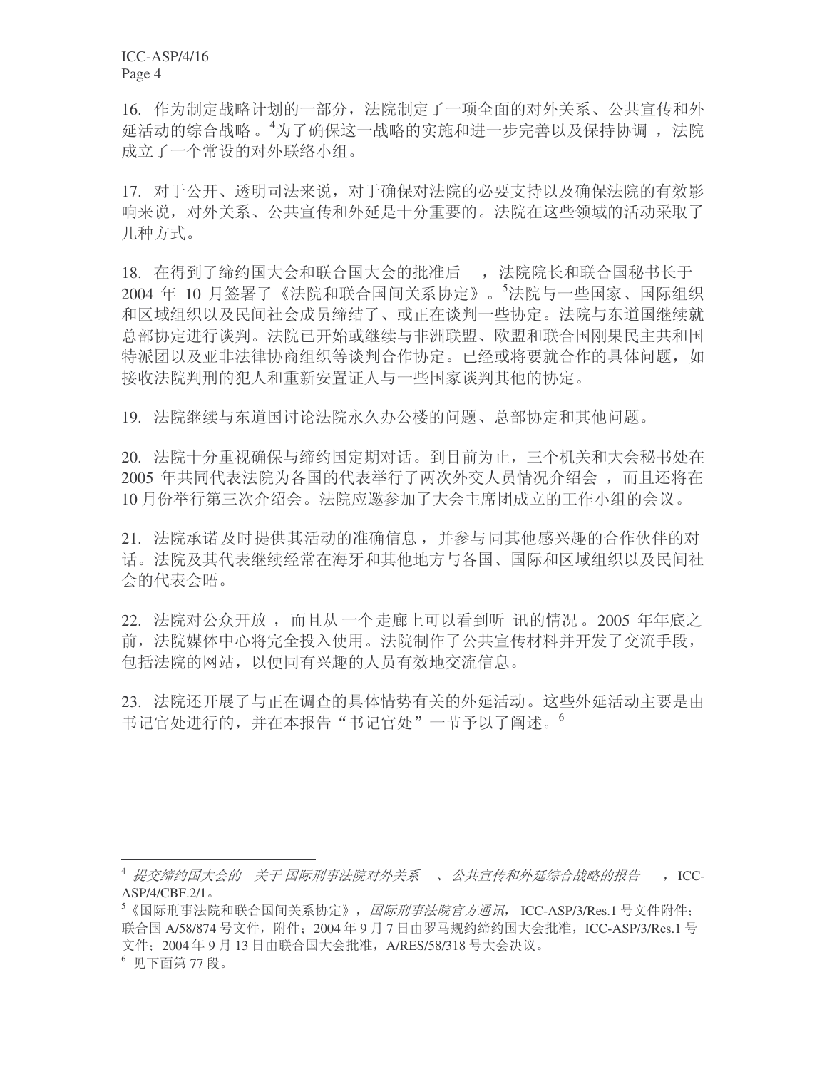16. 作为制定战略计划的一部分，法院制定了一项全面的对外关系、公共宣传和外延活动的综合战略。[4]为了确保这一战略的实施和进一步完善以及保持协调，法院成立了一个常设的对外联络小组。

17. 对于公开、透明司法来说，对于确保对法院的必要支持以及确保法院的有效影响来说，对外关系、公共宣传和外延是十分重要的。法院在这些领域的活动采取了几种方式。

18. 在得到了缔约国大会和联合国大会的批准后，法院院长和联合国秘书长于2004 年 10 月签署了《法院和联合国间关系协定》。[5]法院与一些国家、国际组织和区域组织以及民间社会成员缔结了、或正在谈判一些协定。法院与东道国继续就总部协定进行谈判。法院已开始或继续与非洲联盟、欧盟和联合国刚果民主共和国特派团以及亚非法律协商组织等谈判合作协定。已经或将要就合作的具体问题，如接收法院判刑的犯人和重新安置证人与一些国家谈判其他的协定。

19. 法院继续与东道国讨论法院永久办公楼的问题、总部协定和其他问题。

20. 法院十分重视确保与缔约国定期对话。到目前为止，三个机关和大会秘书处在2005 年共同代表法院为各国的代表举行了两次外交人员情况介绍会，而且还将在10 月份举行第三次介绍会。法院应邀参加了大会主席团成立的工作小组的会议。

21. 法院承诺及时提供其活动的准确信息，并参与同其他感兴趣的合作伙伴的对话。法院及其代表继续经常在海牙和其他地方与各国、国际和区域组织以及民间社会的代表会晤。

22. 法院对公众开放，而且从一个走廊上可以看到听讯的情况。2005 年年底之前，法院媒体中心将完全投入使用。法院制作了公共宣传材料并开发了交流手段，包括法院的网站，以便同有兴趣的人员有效地交流信息。

23. 法院还开展了与正在调查的具体情势有关的外延活动。这些外延活动主要是由书记官处进行的，并在本报告“书记官处”一节予以了阐述。[6]

---

[4] *提交缔约国大会的关于国际刑事法院对外关系、公共宣传和外延综合战略的报告*，ICC-ASP/4/CBF.2/1。

[5] 《国际刑事法院和联合国间关系协定》，*国际刑事法院官方通讯*，ICC-ASP/3/Res.1 号文件附件；联合国 A/58/874 号文件，附件；2004 年 9 月 7 日由罗马规约缔约国大会批准，ICC-ASP/3/Res.1 号文件；2004 年 9 月 13 日由联合国大会批准，A/RES/58/318 号大会决议。

[6] 见下面第 77 段。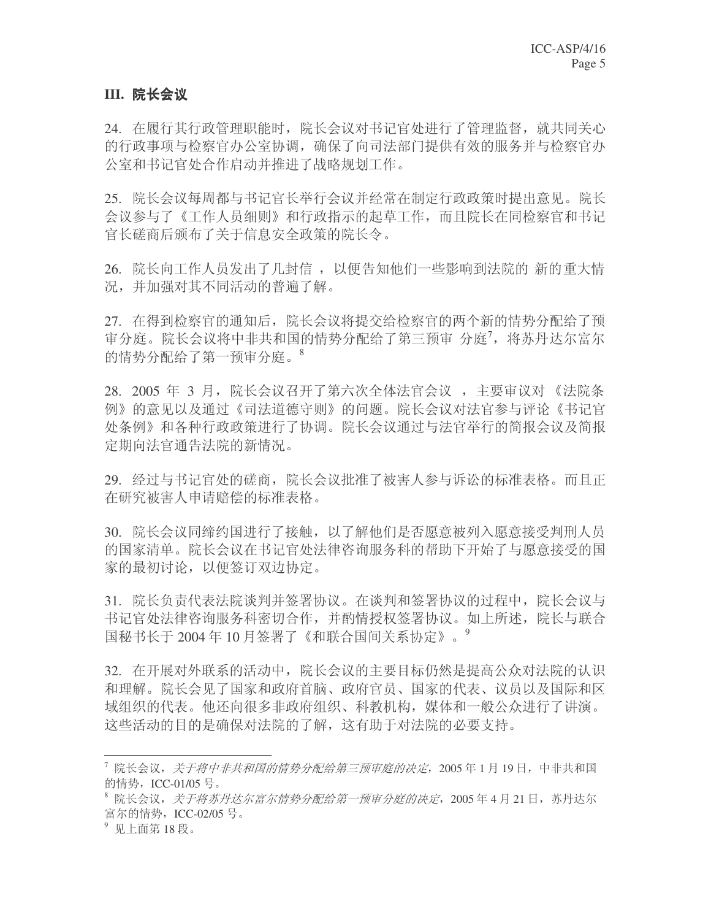## III. 院长会议

24. 在履行其行政管理职能时，院长会议对书记官处进行了管理监督，就共同关心的行政事项与检察官办公室协调，确保了向司法部门提供有效的服务并与检察官办公室和书记官处合作启动并推进了战略规划工作。

25. 院长会议每周都与书记官长举行会议并经常在制定行政政策时提出意见。院长会议参与了《工作人员细则》和行政指示的起草工作，而且院长在同检察官和书记官长磋商后颁布了关于信息安全政策的院长令。

26. 院长向工作人员发出了几封信，以便告知他们一些影响到法院的 新的重大情况，并加强对其不同活动的普遍了解。

27. 在得到检察官的通知后，院长会议将提交给检察官的两个新的情势分配给了预审分庭。院长会议将中非共和国的情势分配给了第三预审 分庭[7]，将苏丹达尔富尔的情势分配给了第一预审分庭。[8]

28. 2005 年 3 月，院长会议召开了第六次全体法官会议 ，主要审议对 《法院条例》的意见以及通过《司法道德守则》的问题。院长会议对法官参与评论《书记官处条例》和各种行政政策进行了协调。院长会议通过与法官举行的简报会议及简报定期向法官通告法院的新情况。

29. 经过与书记官处的磋商，院长会议批准了被害人参与诉讼的标准表格。而且正在研究被害人申请赔偿的标准表格。

30. 院长会议同缔约国进行了接触，以了解他们是否愿意被列入愿意接受判刑人员的国家清单。院长会议在书记官处法律咨询服务科的帮助下开始了与愿意接受的国家的最初讨论，以便签订双边协定。

31. 院长负责代表法院谈判并签署协议。在谈判和签署协议的过程中，院长会议与书记官处法律咨询服务科密切合作，并酌情授权签署协议。如上所述，院长与联合国秘书长于 2004 年 10 月签署了《和联合国间关系协定》。[9]

32. 在开展对外联系的活动中，院长会议的主要目标仍然是提高公众对法院的认识和理解。院长会见了国家和政府首脑、政府官员、国家的代表、议员以及国际和区域组织的代表。他还向很多非政府组织、科教机构，媒体和一般公众进行了讲演。这些活动的目的是确保对法院的了解，这有助于对法院的必要支持。

---

[7] 院长会议，*关于将中非共和国的情势分配给第三预审庭的决定*，2005 年 1 月 19 日，中非共和国的情势，ICC-01/05 号。

[8] 院长会议，*关于将苏丹达尔富尔情势分配给第一预审分庭的决定*，2005 年 4 月 21 日，苏丹达尔富尔的情势，ICC-02/05 号。

[9] 见上面第 18 段。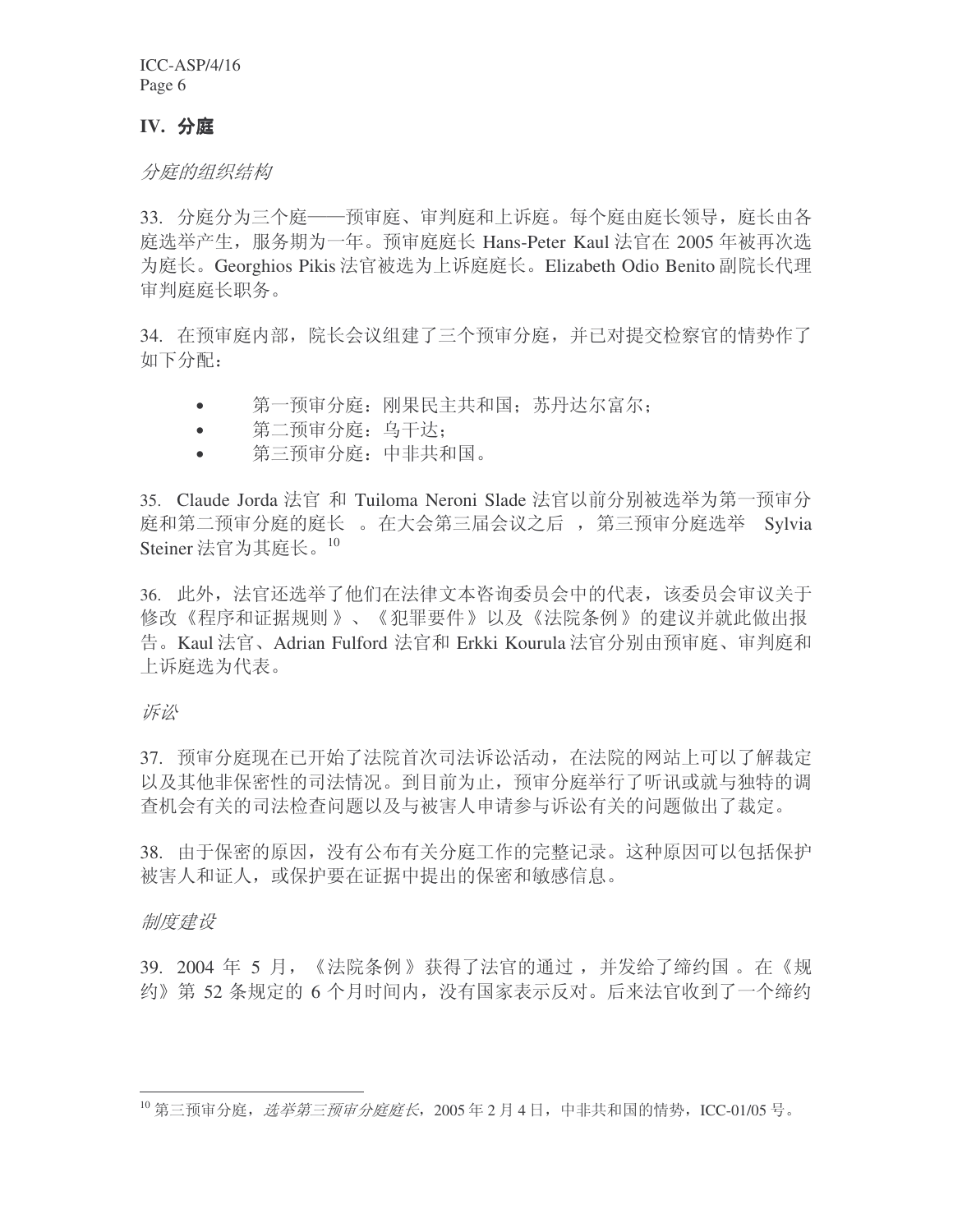## IV. 分庭

*分庭的组织结构*

33. 分庭分为三个庭——预审庭、审判庭和上诉庭。每个庭由庭长领导，庭长由各庭选举产生，服务期为一年。预审庭庭长 Hans-Peter Kaul 法官在 2005 年被再次选为庭长。Georghios Pikis 法官被选为上诉庭庭长。Elizabeth Odio Benito 副院长代理审判庭庭长职务。

34. 在预审庭内部，院长会议组建了三个预审分庭，并已对提交检察官的情势作了如下分配：

- 第一预审分庭：刚果民主共和国；苏丹达尔富尔；
- 第二预审分庭：乌干达；
- 第三预审分庭：中非共和国。

35. Claude Jorda 法官 和 Tuiloma Neroni Slade 法官以前分别被选举为第一预审分庭和第二预审分庭的庭长 。在大会第三届会议之后 ，第三预审分庭选举 Sylvia Steiner 法官为其庭长。[10]

36. 此外，法官还选举了他们在法律文本咨询委员会中的代表，该委员会审议关于修改《程序和证据规则》、《犯罪要件》以及《法院条例》的建议并就此做出报告。Kaul 法官、Adrian Fulford 法官和 Erkki Kourula 法官分别由预审庭、审判庭和上诉庭选为代表。

*诉讼*

37. 预审分庭现在已开始了法院首次司法诉讼活动，在法院的网站上可以了解裁定以及其他非保密性的司法情况。到目前为止，预审分庭举行了听讯或就与独特的调查机会有关的司法检查问题以及与被害人申请参与诉讼有关的问题做出了裁定。

38. 由于保密的原因，没有公布有关分庭工作的完整记录。这种原因可以包括保护被害人和证人，或保护要在证据中提出的保密和敏感信息。

*制度建设*

39. 2004 年 5 月，《法院条例》获得了法官的通过 ，并发给了缔约国 。在《规约》第 52 条规定的 6 个月时间内，没有国家表示反对。后来法官收到了一个缔约

---

[10] 第三预审分庭，*选举第三预审分庭庭长*，2005 年 2 月 4 日，中非共和国的情势，ICC-01/05 号。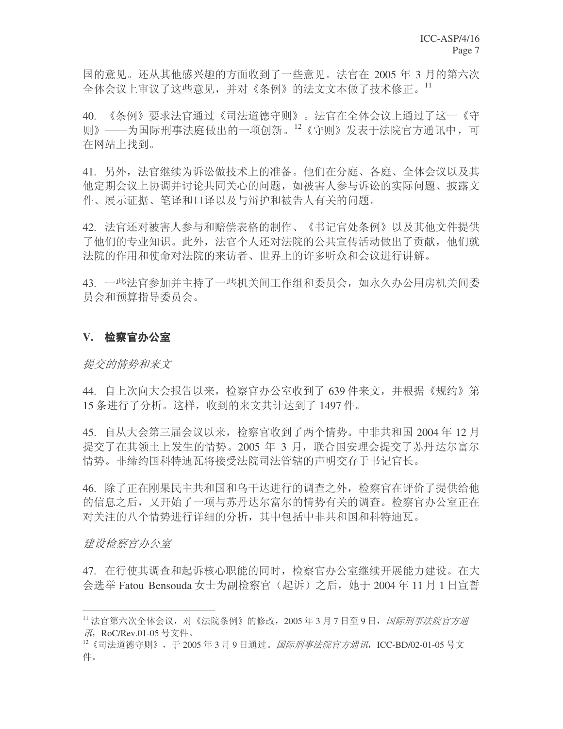国的意见。还从其他感兴趣的方面收到了一些意见。法官在 2005 年 3 月的第六次全体会议上审议了这些意见，并对《条例》的法文文本做了技术修正。[11]

40. 《条例》要求法官通过《司法道德守则》。法官在全体会议上通过了这一《守则》——为国际刑事法庭做出的一项创新。[12]《守则》发表于法院官方通讯中，可在网站上找到。

41. 另外，法官继续为诉讼做技术上的准备。他们在分庭、各庭、全体会议以及其他定期会议上协调并讨论共同关心的问题，如被害人参与诉讼的实际问题、披露文件、展示证据、笔译和口译以及与辩护和被告人有关的问题。

42. 法官还对被害人参与和赔偿表格的制作、《书记官处条例》以及其他文件提供了他们的专业知识。此外，法官个人还对法院的公共宣传活动做出了贡献，他们就法院的作用和使命对法院的来访者、世界上的许多听众和会议进行讲解。

43. 一些法官参加并主持了一些机关间工作组和委员会，如永久办公用房机关间委员会和预算指导委员会。

## V. 检察官办公室

*提交的情势和来文*

44. 自上次向大会报告以来，检察官办公室收到了 639 件来文，并根据《规约》第 15 条进行了分析。这样，收到的来文共计达到了 1497 件。

45. 自从大会第三届会议以来，检察官收到了两个情势。中非共和国 2004 年 12 月提交了在其领土上发生的情势。2005 年 3 月，联合国安理会提交了苏丹达尔富尔情势。非缔约国科特迪瓦将接受法院司法管辖的声明交存于书记官长。

46. 除了正在刚果民主共和国和乌干达进行的调查之外，检察官在评价了提供给他的信息之后，又开始了一项与苏丹达尔富尔的情势有关的调查。检察官办公室正在对关注的八个情势进行详细的分析，其中包括中非共和国和科特迪瓦。

*建设检察官办公室*

47. 在行使其调查和起诉核心职能的同时，检察官办公室继续开展能力建设。在大会选举 Fatou Bensouda 女士为副检察官（起诉）之后，她于 2004 年 11 月 1 日宣誓

---

[11] 法官第六次全体会议，对《法院条例》的修改，2005 年 3 月 7 日至 9 日，*国际刑事法院官方通讯*，RoC/Rev.01-05 号文件。

[12]《司法道德守则》，于 2005 年 3 月 9 日通过。*国际刑事法院官方通讯*，ICC-BD/02-01-05 号文件。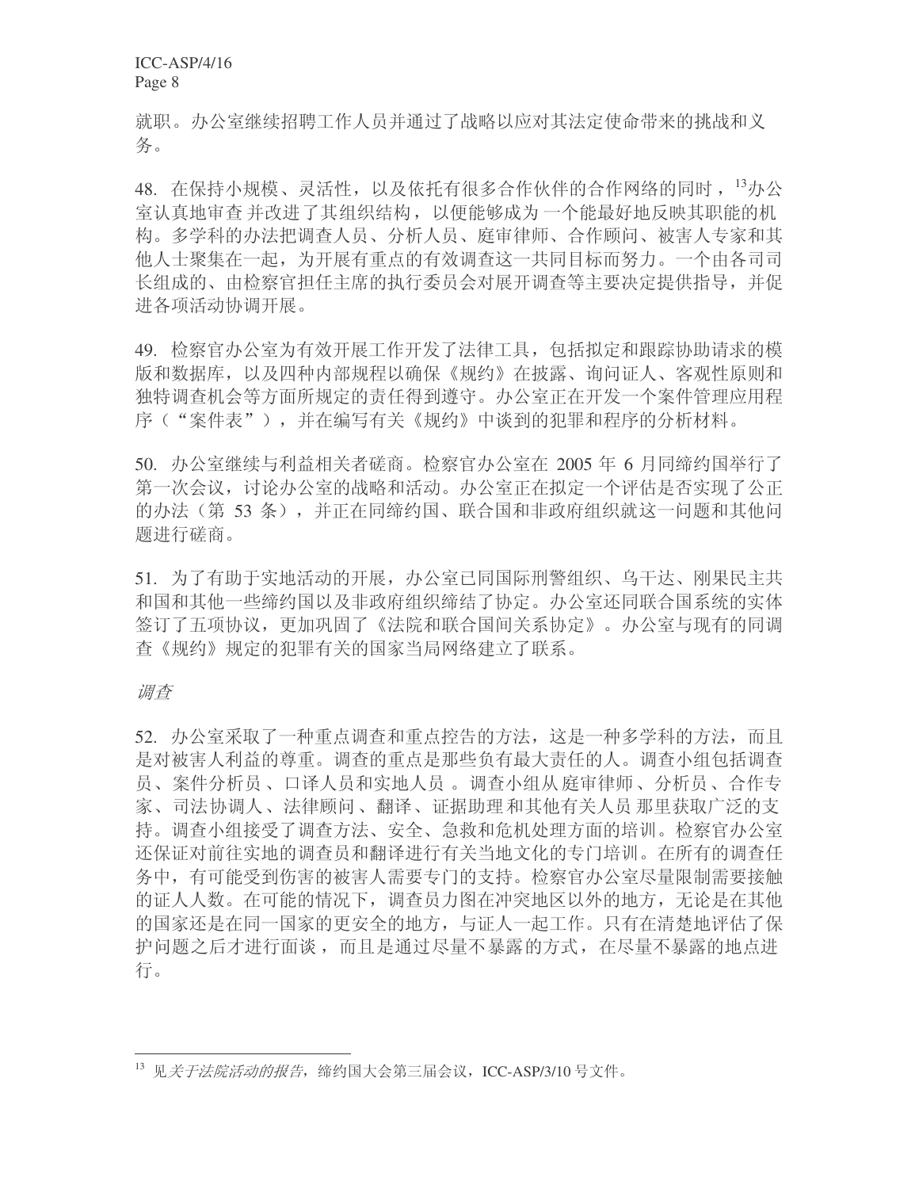就职。办公室继续招聘工作人员并通过了战略以应对其法定使命带来的挑战和义务。

48. 在保持小规模、灵活性，以及依托有很多合作伙伴的合作网络的同时，[13]办公室认真地审查 并改进了其组织结构，以便能够成为 一个能最好地反映其职能的机构。多学科的办法把调查人员、分析人员、庭审律师、合作顾问、被害人专家和其他人士聚集在一起，为开展有重点的有效调查这一共同目标而努力。一个由各司司长组成的、由检察官担任主席的执行委员会对展开调查等主要决定提供指导，并促进各项活动协调开展。

49. 检察官办公室为有效开展工作开发了法律工具，包括拟定和跟踪协助请求的模版和数据库，以及四种内部规程以确保《规约》在披露、询问证人、客观性原则和独特调查机会等方面所规定的责任得到遵守。办公室正在开发一个案件管理应用程序（“案件表”），并在编写有关《规约》中谈到的犯罪和程序的分析材料。

50. 办公室继续与利益相关者磋商。检察官办公室在 2005 年 6 月同缔约国举行了第一次会议，讨论办公室的战略和活动。办公室正在拟定一个评估是否实现了公正的办法（第 53 条），并正在同缔约国、联合国和非政府组织就这一问题和其他问题进行磋商。

51. 为了有助于实地活动的开展，办公室已同国际刑警组织、乌干达、刚果民主共和国和其他一些缔约国以及非政府组织缔结了协定。办公室还同联合国系统的实体签订了五项协议，更加巩固了《法院和联合国间关系协定》。办公室与现有的同调查《规约》规定的犯罪有关的国家当局网络建立了联系。

*调查*

52. 办公室采取了一种重点调查和重点控告的方法，这是一种多学科的方法，而且是对被害人利益的尊重。调查的重点是那些负有最大责任的人。调查小组包括调查员、案件分析员 、口译人员和实地人员 。调查小组从 庭审律师 、分析员 、合作专家、司法协调人、法律顾问 、翻译、证据助理 和其他有关人员 那里获取广泛的支持。调查小组接受了调查方法、安全、急救和危机处理方面的培训。检察官办公室还保证对前往实地的调查员和翻译进行有关当地文化的专门培训。在所有的调查任务中，有可能受到伤害的被害人需要专门的支持。检察官办公室尽量限制需要接触的证人人数。在可能的情况下，调查员力图在冲突地区以外的地方，无论是在其他的国家还是在同一国家的更安全的地方，与证人一起工作。只有在清楚地评估了保护问题之后才进行面谈 ，而且是通过尽量不暴露的方式，在尽量不暴露的地点进行。

---

[13] 见*关于法院活动的报告*，缔约国大会第三届会议，ICC-ASP/3/10 号文件。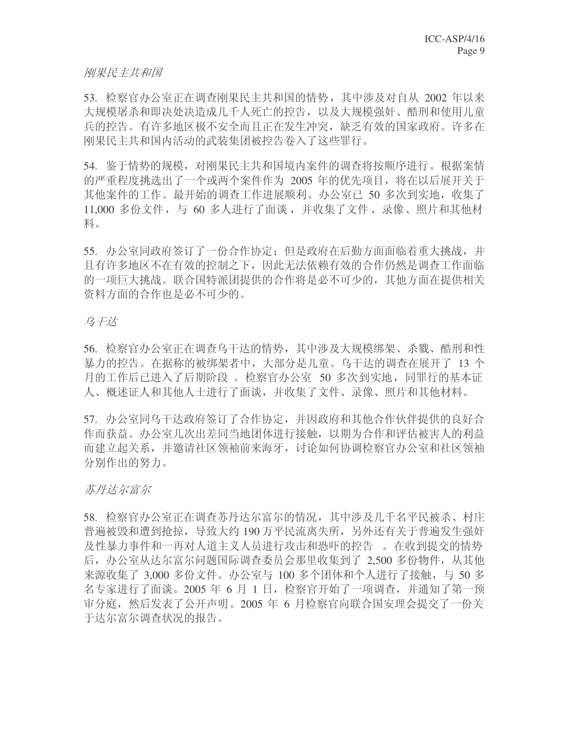*刚果民主共和国*

53. 检察官办公室正在调查刚果民主共和国的情势，其中涉及对自从 2002 年以来大规模屠杀和即决处决造成几千人死亡的控告，以及大规模强奸、酷刑和使用儿童兵的控告。有许多地区极不安全而且正在发生冲突，缺乏有效的国家政府。许多在刚果民主共和国内活动的武装集团被控告卷入了这些罪行。

54. 鉴于情势的规模，对刚果民主共和国境内案件的调查将按顺序进行。根据案情的严重程度挑选出了一个或两个案件作为 2005 年的优先项目，将在以后展开关于其他案件的工作。最开始的调查工作进展顺利。办公室已 50 多次到实地，收集了 11,000 多份文件，与 60 多人进行了面谈，并收集了文件、录像、照片和其他材料。

55. 办公室同政府签订了一份合作协定；但是政府在后勤方面面临着重大挑战，并且有许多地区不在有效的控制之下，因此无法依赖有效的合作仍然是调查工作面临的一项巨大挑战。联合国特派团提供的合作将是必不可少的，其他方面在提供相关资料方面的合作也是必不可少的。

*乌干达*

56. 检察官办公室正在调查乌干达的情势，其中涉及大规模绑架、杀戮、酷刑和性暴力的控告。在据称的被绑架者中，大部分是儿童。乌干达的调查在展开了 13 个月的工作后已进入了后期阶段 。检察官办公室 50 多次到实地，同罪行的基本证人、概述证人和其他人士进行了面谈，并收集了文件、录像、照片和其他材料。

57. 办公室同乌干达政府签订了合作协定，并因政府和其他合作伙伴提供的良好合作而获益。办公室几次出差同当地团体进行接触，以期为合作和评估被害人的利益而建立起关系，并邀请社区领袖前来海牙，讨论如何协调检察官办公室和社区领袖分别作出的努力。

*苏丹达尔富尔*

58. 检察官办公室正在调查苏丹达尔富尔的情况，其中涉及几千名平民被杀、村庄普遍被毁和遭到抢掠，导致大约 190 万平民流离失所，另外还有关于普遍发生强奸及性暴力事件和一再对人道主义人员进行攻击和恐吓的控告 。在收到提交的情势后，办公室从达尔富尔问题国际调查委员会那里收集到了 2,500 多份物件，从其他来源收集了 3,000 多份文件。办公室与 100 多个团体和个人进行了接触，与 50 多名专家进行了面谈。2005 年 6 月 1 日，检察官开始了一项调查，并通知了第一预审分庭，然后发表了公开声明。2005 年 6 月检察官向联合国安理会提交了一份关于达尔富尔调查状况的报告。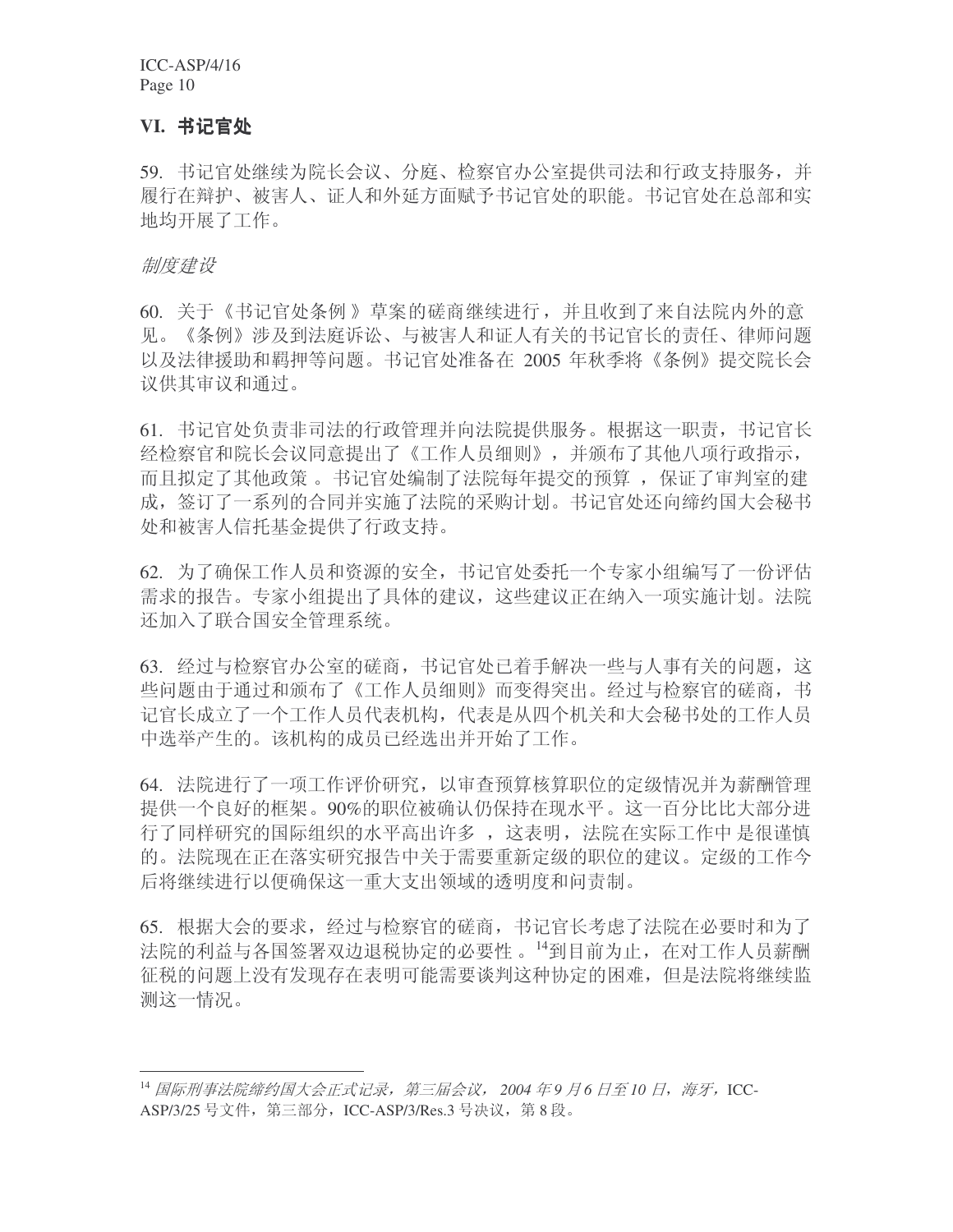## VI. 书记官处

59. 书记官处继续为院长会议、分庭、检察官办公室提供司法和行政支持服务，并履行在辩护、被害人、证人和外延方面赋予书记官处的职能。书记官处在总部和实地均开展了工作。

*制度建设*

60. 关于《书记官处条例》草案的磋商继续进行，并且收到了来自法院内外的意见。《条例》涉及到法庭诉讼、与被害人和证人有关的书记官长的责任、律师问题以及法律援助和羁押等问题。书记官处准备在 2005 年秋季将《条例》提交院长会议供其审议和通过。

61. 书记官处负责非司法的行政管理并向法院提供服务。根据这一职责，书记官长经检察官和院长会议同意提出了《工作人员细则》，并颁布了其他八项行政指示，而且拟定了其他政策。书记官处编制了法院每年提交的预算，保证了审判室的建成，签订了一系列的合同并实施了法院的采购计划。书记官处还向缔约国大会秘书处和被害人信托基金提供了行政支持。

62. 为了确保工作人员和资源的安全，书记官处委托一个专家小组编写了一份评估需求的报告。专家小组提出了具体的建议，这些建议正在纳入一项实施计划。法院还加入了联合国安全管理系统。

63. 经过与检察官办公室的磋商，书记官处已着手解决一些与人事有关的问题，这些问题由于通过和颁布了《工作人员细则》而变得突出。经过与检察官的磋商，书记官长成立了一个工作人员代表机构，代表是从四个机关和大会秘书处的工作人员中选举产生的。该机构的成员已经选出并开始了工作。

64. 法院进行了一项工作评价研究，以审查预算核算职位的定级情况并为薪酬管理提供一个良好的框架。90%的职位被确认仍保持在现水平。这一百分比比大部分进行了同样研究的国际组织的水平高出许多，这表明，法院在实际工作中是很谨慎的。法院现在正在落实研究报告中关于需要重新定级的职位的建议。定级的工作今后将继续进行以便确保这一重大支出领域的透明度和问责制。

65. 根据大会的要求，经过与检察官的磋商，书记官长考虑了法院在必要时和为了法院的利益与各国签署双边退税协定的必要性。[14]到目前为止，在对工作人员薪酬征税的问题上没有发现存在表明可能需要谈判这种协定的困难，但是法院将继续监测这一情况。

---

[14] *国际刑事法院缔约国大会正式记录，第三届会议，2004 年 9 月 6 日至 10 日，海牙，*ICC-ASP/3/25 号文件，第三部分，ICC-ASP/3/Res.3 号决议，第 8 段。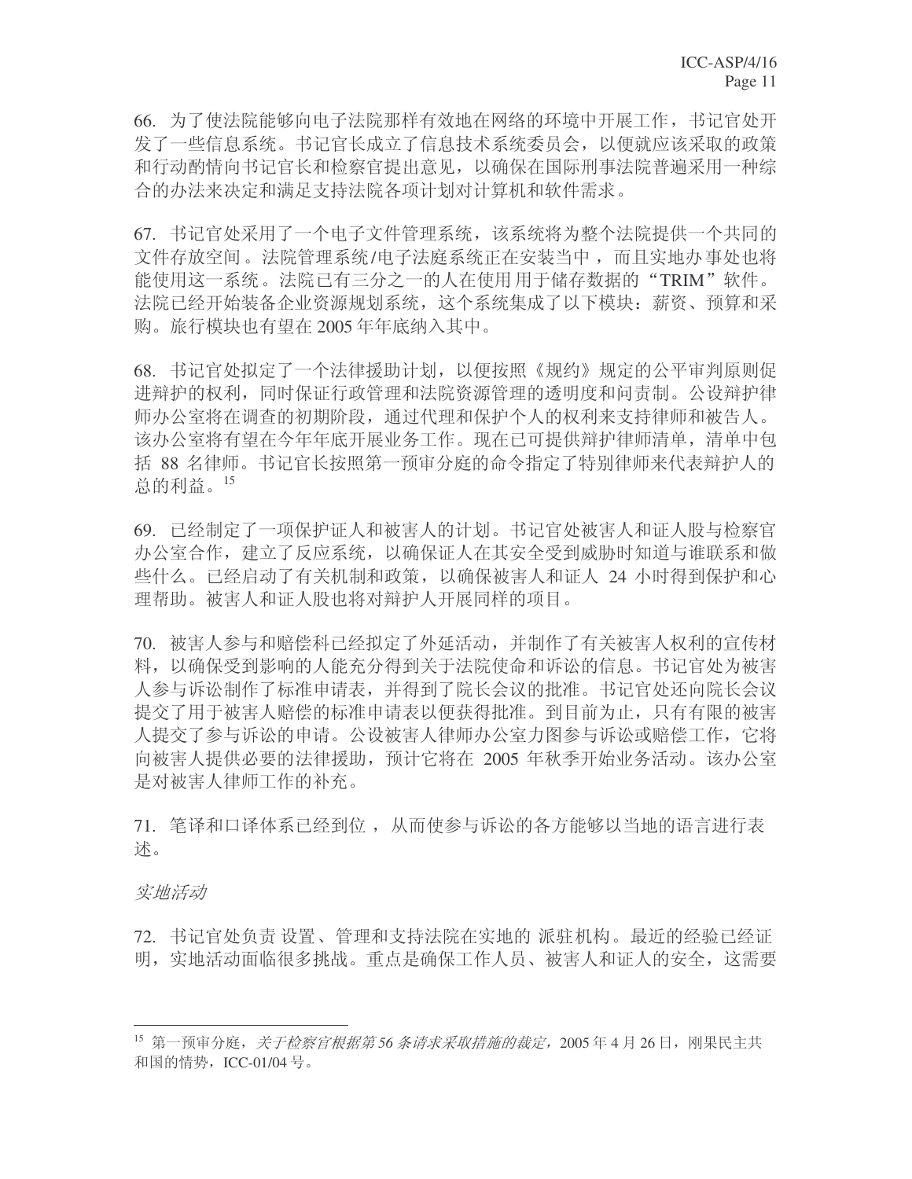66. 为了使法院能够向电子法院那样有效地在网络的环境中开展工作，书记官处开发了一些信息系统。书记官长成立了信息技术系统委员会，以便就应该采取的政策和行动酌情向书记官长和检察官提出意见，以确保在国际刑事法院普遍采用一种综合的办法来决定和满足支持法院各项计划对计算机和软件需求。

67. 书记官处采用了一个电子文件管理系统，该系统将为整个法院提供一个共同的文件存放空间。法院管理系统/电子法庭系统正在安装当中，而且实地办事处也将能使用这一系统。法院已有三分之一的人在使用用于储存数据的“TRIM”软件。法院已经开始装备企业资源规划系统，这个系统集成了以下模块：薪资、预算和采购。旅行模块也有望在 2005 年年底纳入其中。

68. 书记官处拟定了一个法律援助计划，以便按照《规约》规定的公平审判原则促进辩护的权利，同时保证行政管理和法院资源管理的透明度和问责制。公设辩护律师办公室将在调查的初期阶段，通过代理和保护个人的权利来支持律师和被告人。该办公室将有望在今年年底开展业务工作。现在已可提供辩护律师清单，清单中包括 88 名律师。书记官长按照第一预审分庭的命令指定了特别律师来代表辩护人的总的利益。[15]

69. 已经制定了一项保护证人和被害人的计划。书记官处被害人和证人股与检察官办公室合作，建立了反应系统，以确保证人在其安全受到威胁时知道与谁联系和做些什么。已经启动了有关机制和政策，以确保被害人和证人 24 小时得到保护和心理帮助。被害人和证人股也将对辩护人开展同样的项目。

70. 被害人参与和赔偿科已经拟定了外延活动，并制作了有关被害人权利的宣传材料，以确保受到影响的人能充分得到关于法院使命和诉讼的信息。书记官处为被害人参与诉讼制作了标准申请表，并得到了院长会议的批准。书记官处还向院长会议提交了用于被害人赔偿的标准申请表以便获得批准。到目前为止，只有有限的被害人提交了参与诉讼的申请。公设被害人律师办公室力图参与诉讼或赔偿工作，它将向被害人提供必要的法律援助，预计它将在 2005 年秋季开始业务活动。该办公室是对被害人律师工作的补充。

71. 笔译和口译体系已经到位，从而使参与诉讼的各方能够以当地的语言进行表述。

*实地活动*

72. 书记官处负责设置、管理和支持法院在实地的派驻机构。最近的经验已经证明，实地活动面临很多挑战。重点是确保工作人员、被害人和证人的安全，这需要

---

[15] 第一预审分庭，*关于检察官根据第 56 条请求采取措施的裁定*，2005 年 4 月 26 日，刚果民主共和国的情势，ICC-01/04 号。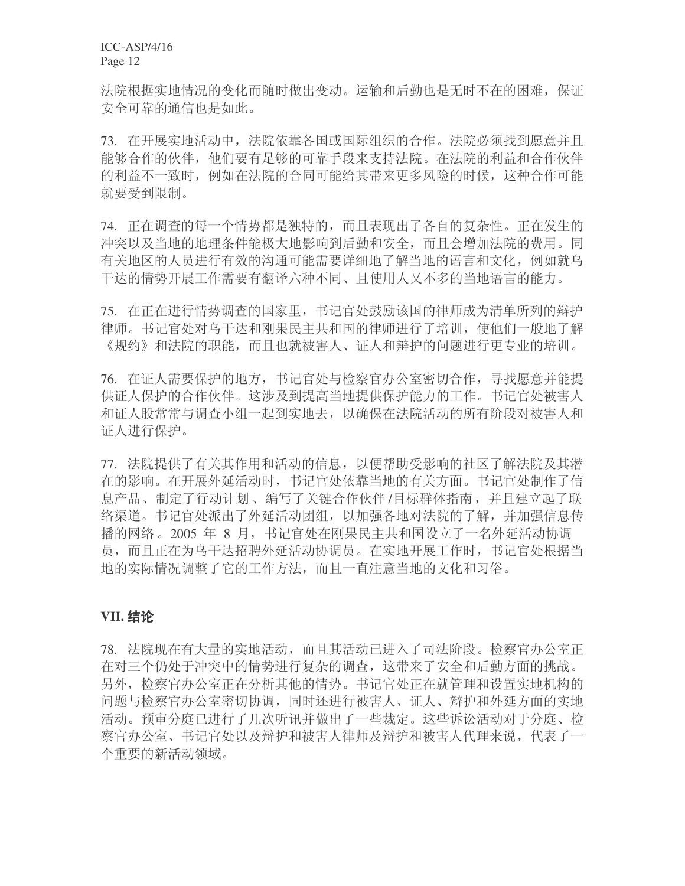法院根据实地情况的变化而随时做出变动。运输和后勤也是无时不在的困难，保证安全可靠的通信也是如此。

73. 在开展实地活动中，法院依靠各国或国际组织的合作。法院必须找到愿意并且能够合作的伙伴，他们要有足够的可靠手段来支持法院。在法院的利益和合作伙伴的利益不一致时，例如在法院的合同可能给其带来更多风险的时候，这种合作可能就要受到限制。

74. 正在调查的每一个情势都是独特的，而且表现出了各自的复杂性。正在发生的冲突以及当地的地理条件能极大地影响到后勤和安全，而且会增加法院的费用。同有关地区的人员进行有效的沟通可能需要详细地了解当地的语言和文化，例如就乌干达的情势开展工作需要有翻译六种不同、且使用人又不多的当地语言的能力。

75. 在正在进行情势调查的国家里，书记官处鼓励该国的律师成为清单所列的辩护律师。书记官处对乌干达和刚果民主共和国的律师进行了培训，使他们一般地了解《规约》和法院的职能，而且也就被害人、证人和辩护的问题进行更专业的培训。

76. 在证人需要保护的地方，书记官处与检察官办公室密切合作，寻找愿意并能提供证人保护的合作伙伴。这涉及到提高当地提供保护能力的工作。书记官处被害人和证人股常常与调查小组一起到实地去，以确保在法院活动的所有阶段对被害人和证人进行保护。

77. 法院提供了有关其作用和活动的信息，以便帮助受影响的社区了解法院及其潜在的影响。在开展外延活动时，书记官处依靠当地的有关方面。书记官处制作了信息产品、制定了行动计划、编写了关键合作伙伴/目标群体指南，并且建立起了联络渠道。书记官处派出了外延活动团组，以加强各地对法院的了解，并加强信息传播的网络。2005 年 8 月，书记官处在刚果民主共和国设立了一名外延活动协调员，而且正在为乌干达招聘外延活动协调员。在实地开展工作时，书记官处根据当地的实际情况调整了它的工作方法，而且一直注意当地的文化和习俗。

## VII. 结论

78. 法院现在有大量的实地活动，而且其活动已进入了司法阶段。检察官办公室正在对三个仍处于冲突中的情势进行复杂的调查，这带来了安全和后勤方面的挑战。另外，检察官办公室正在分析其他的情势。书记官处正在就管理和设置实地机构的问题与检察官办公室密切协调，同时还进行被害人、证人、辩护和外延方面的实地活动。预审分庭已进行了几次听讯并做出了一些裁定。这些诉讼活动对于分庭、检察官办公室、书记官处以及辩护和被害人律师及辩护和被害人代理来说，代表了一个重要的新活动领域。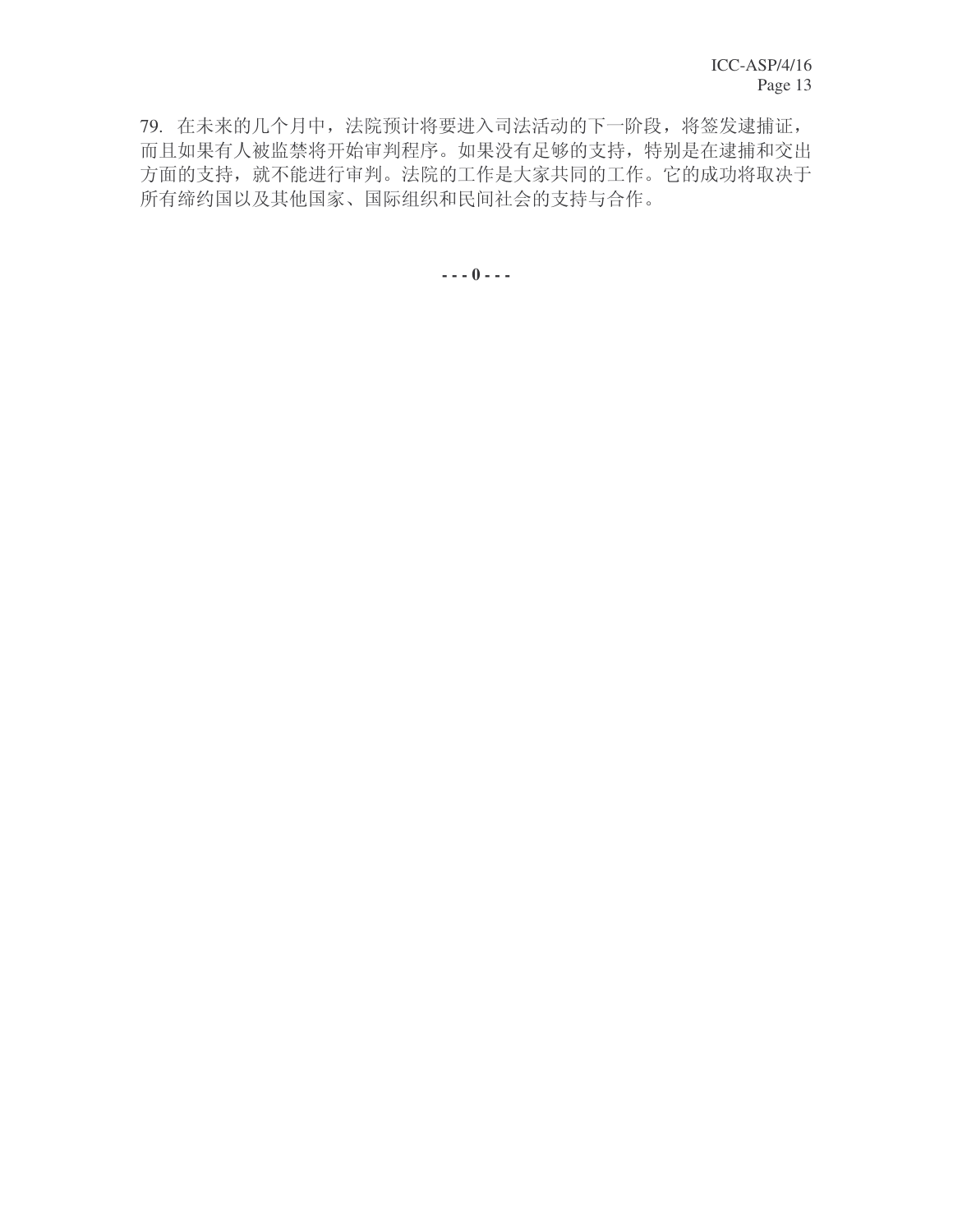79. 在未来的几个月中，法院预计将要进入司法活动的下一阶段，将签发逮捕证，而且如果有人被监禁将开始审判程序。如果没有足够的支持，特别是在逮捕和交出方面的支持，就不能进行审判。法院的工作是大家共同的工作。它的成功将取决于所有缔约国以及其他国家、国际组织和民间社会的支持与合作。

- - - 0 - - -